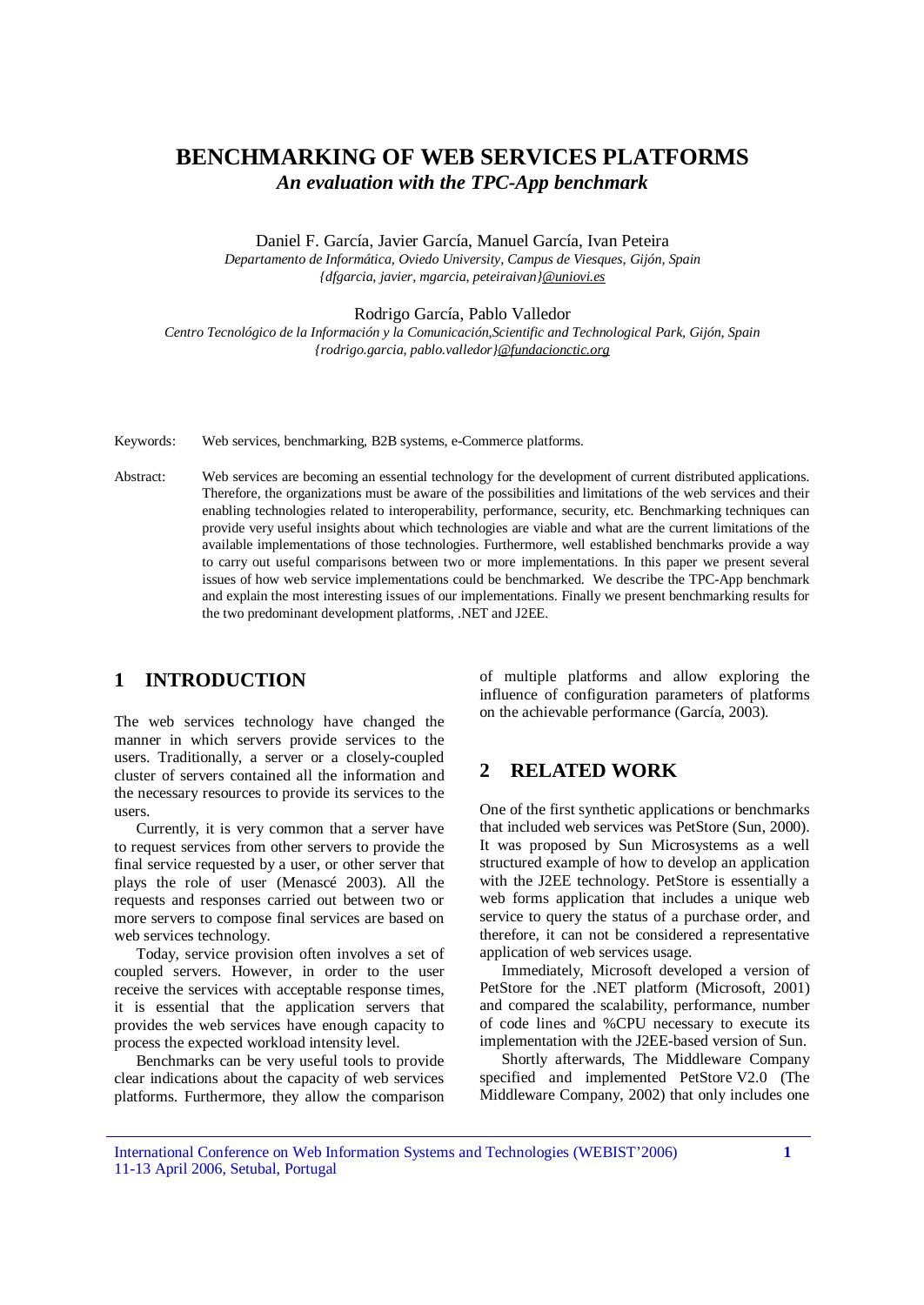# BENCHMARKING OF WEB SERVICES PLATFORMS

## *An evaluation with the TPC-App benchmark*

Daniel F. García, Javier García, Manuel García, Ivan Peteira
*Departamento de Informática, Oviedo University, Campus de Viesques, Gijón, Spain*
*{dfgarcia, javier, mgarcia, peteiraivan}@uniovi.es*

Rodrigo García, Pablo Valledor
*Centro Tecnológico de la Información y la Comunicación,Scientific and Technological Park, Gijón, Spain*
*{rodrigo.garcia, pablo.valledor}@fundacionctic.org*

Keywords: Web services, benchmarking, B2B systems, e-Commerce platforms.

Abstract: Web services are becoming an essential technology for the development of current distributed applications. Therefore, the organizations must be aware of the possibilities and limitations of the web services and their enabling technologies related to interoperability, performance, security, etc. Benchmarking techniques can provide very useful insights about which technologies are viable and what are the current limitations of the available implementations of those technologies. Furthermore, well established benchmarks provide a way to carry out useful comparisons between two or more implementations. In this paper we present several issues of how web service implementations could be benchmarked. We describe the TPC-App benchmark and explain the most interesting issues of our implementations. Finally we present benchmarking results for the two predominant development platforms, .NET and J2EE.

## 1 INTRODUCTION

The web services technology have changed the manner in which servers provide services to the users. Traditionally, a server or a closely-coupled cluster of servers contained all the information and the necessary resources to provide its services to the users.

Currently, it is very common that a server have to request services from other servers to provide the final service requested by a user, or other server that plays the role of user (Menascé 2003). All the requests and responses carried out between two or more servers to compose final services are based on web services technology.

Today, service provision often involves a set of coupled servers. However, in order to the user receive the services with acceptable response times, it is essential that the application servers that provides the web services have enough capacity to process the expected workload intensity level.

Benchmarks can be very useful tools to provide clear indications about the capacity of web services platforms. Furthermore, they allow the comparison of multiple platforms and allow exploring the influence of configuration parameters of platforms on the achievable performance (García, 2003).

## 2 RELATED WORK

One of the first synthetic applications or benchmarks that included web services was PetStore (Sun, 2000). It was proposed by Sun Microsystems as a well structured example of how to develop an application with the J2EE technology. PetStore is essentially a web forms application that includes a unique web service to query the status of a purchase order, and therefore, it can not be considered a representative application of web services usage.

Immediately, Microsoft developed a version of PetStore for the .NET platform (Microsoft, 2001) and compared the scalability, performance, number of code lines and %CPU necessary to execute its implementation with the J2EE-based version of Sun.

Shortly afterwards, The Middleware Company specified and implemented PetStore V2.0 (The Middleware Company, 2002) that only includes one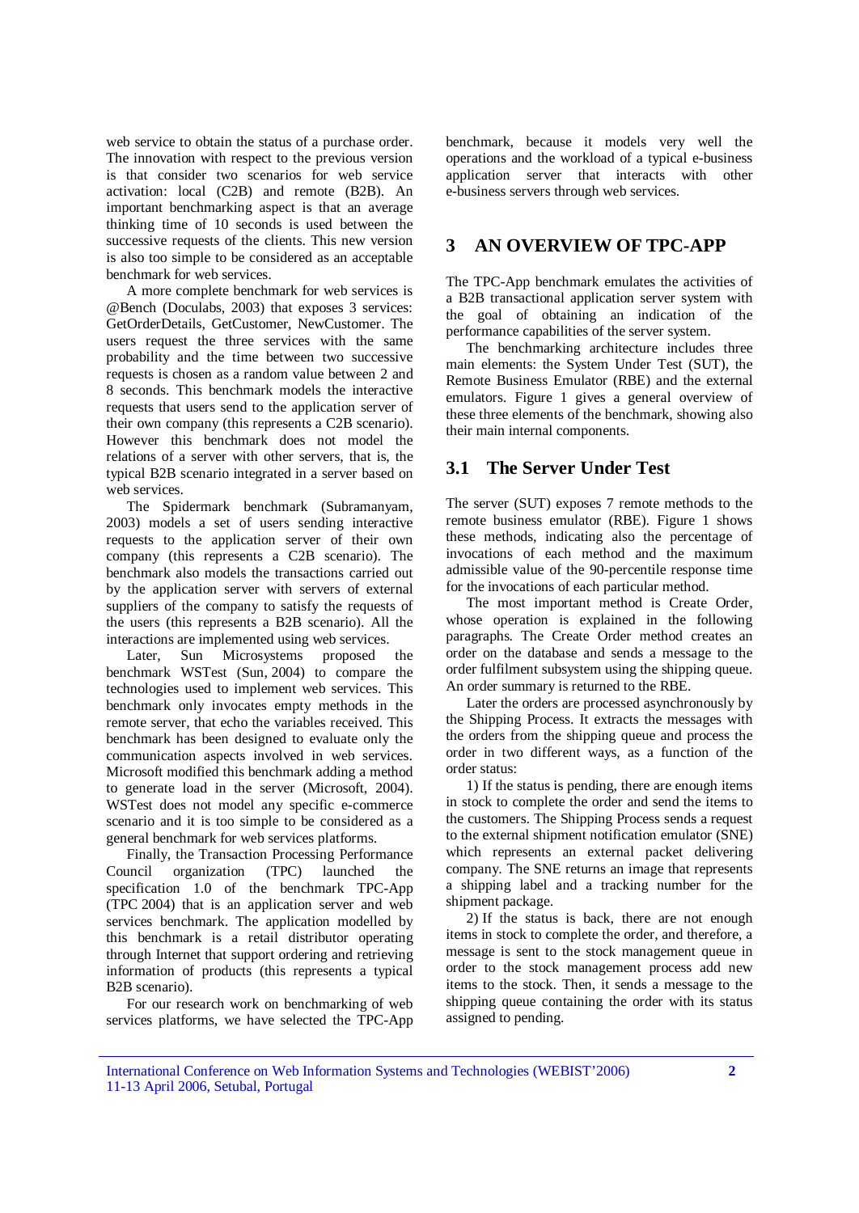web service to obtain the status of a purchase order. The innovation with respect to the previous version is that consider two scenarios for web service activation: local (C2B) and remote (B2B). An important benchmarking aspect is that an average thinking time of 10 seconds is used between the successive requests of the clients. This new version is also too simple to be considered as an acceptable benchmark for web services.

A more complete benchmark for web services is @Bench (Doculabs, 2003) that exposes 3 services: GetOrderDetails, GetCustomer, NewCustomer. The users request the three services with the same probability and the time between two successive requests is chosen as a random value between 2 and 8 seconds. This benchmark models the interactive requests that users send to the application server of their own company (this represents a C2B scenario). However this benchmark does not model the relations of a server with other servers, that is, the typical B2B scenario integrated in a server based on web services.

The Spidermark benchmark (Subramanyam, 2003) models a set of users sending interactive requests to the application server of their own company (this represents a C2B scenario). The benchmark also models the transactions carried out by the application server with servers of external suppliers of the company to satisfy the requests of the users (this represents a B2B scenario). All the interactions are implemented using web services.

Later, Sun Microsystems proposed the benchmark WSTest (Sun, 2004) to compare the technologies used to implement web services. This benchmark only invocates empty methods in the remote server, that echo the variables received. This benchmark has been designed to evaluate only the communication aspects involved in web services. Microsoft modified this benchmark adding a method to generate load in the server (Microsoft, 2004). WSTest does not model any specific e-commerce scenario and it is too simple to be considered as a general benchmark for web services platforms.

Finally, the Transaction Processing Performance Council organization (TPC) launched the specification 1.0 of the benchmark TPC-App (TPC 2004) that is an application server and web services benchmark. The application modelled by this benchmark is a retail distributor operating through Internet that support ordering and retrieving information of products (this represents a typical B2B scenario).

For our research work on benchmarking of web services platforms, we have selected the TPC-App benchmark, because it models very well the operations and the workload of a typical e-business application server that interacts with other e-business servers through web services.

# 3 AN OVERVIEW OF TPC-APP

The TPC-App benchmark emulates the activities of a B2B transactional application server system with the goal of obtaining an indication of the performance capabilities of the server system.

The benchmarking architecture includes three main elements: the System Under Test (SUT), the Remote Business Emulator (RBE) and the external emulators. Figure 1 gives a general overview of these three elements of the benchmark, showing also their main internal components.

## 3.1 The Server Under Test

The server (SUT) exposes 7 remote methods to the remote business emulator (RBE). Figure 1 shows these methods, indicating also the percentage of invocations of each method and the maximum admissible value of the 90-percentile response time for the invocations of each particular method.

The most important method is Create Order, whose operation is explained in the following paragraphs. The Create Order method creates an order on the database and sends a message to the order fulfilment subsystem using the shipping queue. An order summary is returned to the RBE.

Later the orders are processed asynchronously by the Shipping Process. It extracts the messages with the orders from the shipping queue and process the order in two different ways, as a function of the order status:

1) If the status is pending, there are enough items in stock to complete the order and send the items to the customers. The Shipping Process sends a request to the external shipment notification emulator (SNE) which represents an external packet delivering company. The SNE returns an image that represents a shipping label and a tracking number for the shipment package.

2) If the status is back, there are not enough items in stock to complete the order, and therefore, a message is sent to the stock management queue in order to the stock management process add new items to the stock. Then, it sends a message to the shipping queue containing the order with its status assigned to pending.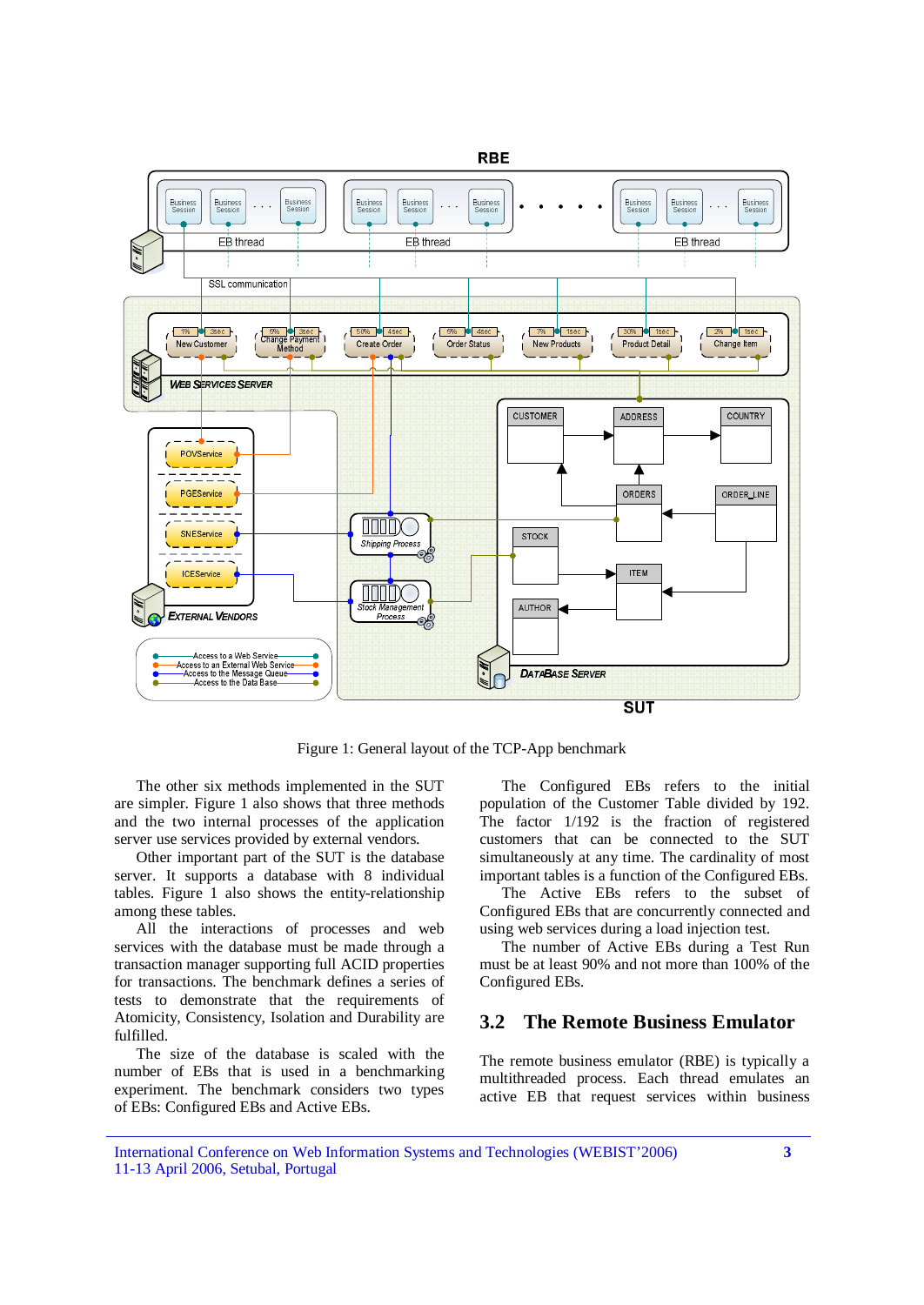Figure 1: General layout of the TCP-App benchmark

The other six methods implemented in the SUT are simpler. Figure 1 also shows that three methods and the two internal processes of the application server use services provided by external vendors.

Other important part of the SUT is the database server. It supports a database with 8 individual tables. Figure 1 also shows the entity-relationship among these tables.

All the interactions of processes and web services with the database must be made through a transaction manager supporting full ACID properties for transactions. The benchmark defines a series of tests to demonstrate that the requirements of Atomicity, Consistency, Isolation and Durability are fulfilled.

The size of the database is scaled with the number of EBs that is used in a benchmarking experiment. The benchmark considers two types of EBs: Configured EBs and Active EBs.

The Configured EBs refers to the initial population of the Customer Table divided by 192. The factor 1/192 is the fraction of registered customers that can be connected to the SUT simultaneously at any time. The cardinality of most important tables is a function of the Configured EBs.

The Active EBs refers to the subset of Configured EBs that are concurrently connected and using web services during a load injection test.

The number of Active EBs during a Test Run must be at least 90% and not more than 100% of the Configured EBs.

## 3.2 The Remote Business Emulator

The remote business emulator (RBE) is typically a multithreaded process. Each thread emulates an active EB that request services within business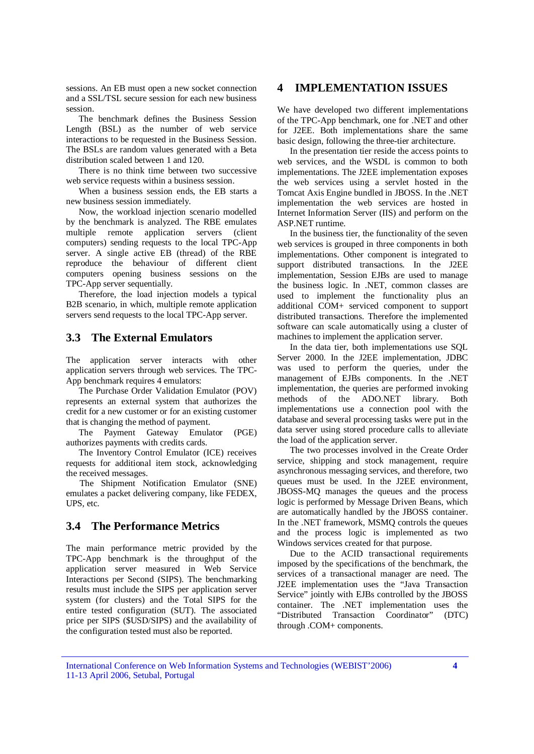sessions. An EB must open a new socket connection and a SSL/TSL secure session for each new business session.

The benchmark defines the Business Session Length (BSL) as the number of web service interactions to be requested in the Business Session. The BSLs are random values generated with a Beta distribution scaled between 1 and 120.

There is no think time between two successive web service requests within a business session.

When a business session ends, the EB starts a new business session immediately.

Now, the workload injection scenario modelled by the benchmark is analyzed. The RBE emulates multiple remote application servers (client computers) sending requests to the local TPC-App server. A single active EB (thread) of the RBE reproduce the behaviour of different client computers opening business sessions on the TPC-App server sequentially.

Therefore, the load injection models a typical B2B scenario, in which, multiple remote application servers send requests to the local TPC-App server.

## 3.3 The External Emulators

The application server interacts with other application servers through web services. The TPC-App benchmark requires 4 emulators:

The Purchase Order Validation Emulator (POV) represents an external system that authorizes the credit for a new customer or for an existing customer that is changing the method of payment.

The Payment Gateway Emulator (PGE) authorizes payments with credits cards.

The Inventory Control Emulator (ICE) receives requests for additional item stock, acknowledging the received messages.

The Shipment Notification Emulator (SNE) emulates a packet delivering company, like FEDEX, UPS, etc.

## 3.4 The Performance Metrics

The main performance metric provided by the TPC-App benchmark is the throughput of the application server measured in Web Service Interactions per Second (SIPS). The benchmarking results must include the SIPS per application server system (for clusters) and the Total SIPS for the entire tested configuration (SUT). The associated price per SIPS ($USD/SIPS) and the availability of the configuration tested must also be reported.

# 4 IMPLEMENTATION ISSUES

We have developed two different implementations of the TPC-App benchmark, one for .NET and other for J2EE. Both implementations share the same basic design, following the three-tier architecture.

In the presentation tier reside the access points to web services, and the WSDL is common to both implementations. The J2EE implementation exposes the web services using a servlet hosted in the Tomcat Axis Engine bundled in JBOSS. In the .NET implementation the web services are hosted in Internet Information Server (IIS) and perform on the ASP.NET runtime.

In the business tier, the functionality of the seven web services is grouped in three components in both implementations. Other component is integrated to support distributed transactions. In the J2EE implementation, Session EJBs are used to manage the business logic. In .NET, common classes are used to implement the functionality plus an additional COM+ serviced component to support distributed transactions. Therefore the implemented software can scale automatically using a cluster of machines to implement the application server.

In the data tier, both implementations use SQL Server 2000. In the J2EE implementation, JDBC was used to perform the queries, under the management of EJBs components. In the .NET implementation, the queries are performed invoking methods of the ADO.NET library. Both implementations use a connection pool with the database and several processing tasks were put in the data server using stored procedure calls to alleviate the load of the application server.

The two processes involved in the Create Order service, shipping and stock management, require asynchronous messaging services, and therefore, two queues must be used. In the J2EE environment, JBOSS-MQ manages the queues and the process logic is performed by Message Driven Beans, which are automatically handled by the JBOSS container. In the .NET framework, MSMQ controls the queues and the process logic is implemented as two Windows services created for that purpose.

Due to the ACID transactional requirements imposed by the specifications of the benchmark, the services of a transactional manager are need. The J2EE implementation uses the "Java Transaction Service" jointly with EJBs controlled by the JBOSS container. The .NET implementation uses the "Distributed Transaction Coordinator" (DTC) through .COM+ components.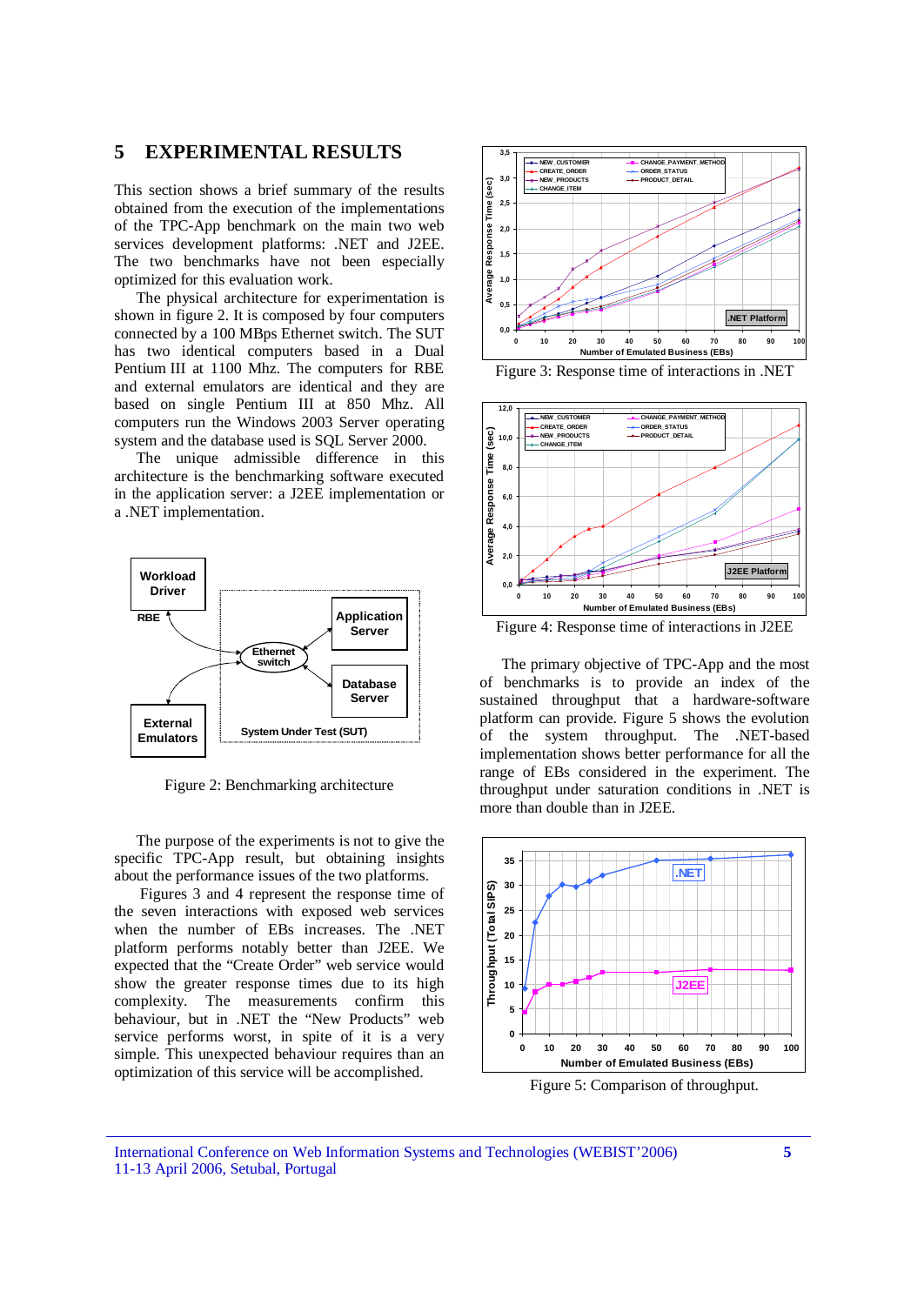## 5 EXPERIMENTAL RESULTS

This section shows a brief summary of the results obtained from the execution of the implementations of the TPC-App benchmark on the main two web services development platforms: .NET and J2EE. The two benchmarks have not been especially optimized for this evaluation work.

The physical architecture for experimentation is shown in figure 2. It is composed by four computers connected by a 100 MBps Ethernet switch. The SUT has two identical computers based in a Dual Pentium III at 1100 Mhz. The computers for RBE and external emulators are identical and they are based on single Pentium III at 850 Mhz. All computers run the Windows 2003 Server operating system and the database used is SQL Server 2000.

The unique admissible difference in this architecture is the benchmarking software executed in the application server: a J2EE implementation or a .NET implementation.

Figure 2: Benchmarking architecture

The purpose of the experiments is not to give the specific TPC-App result, but obtaining insights about the performance issues of the two platforms.

Figures 3 and 4 represent the response time of the seven interactions with exposed web services when the number of EBs increases. The .NET platform performs notably better than J2EE. We expected that the "Create Order" web service would show the greater response times due to its high complexity. The measurements confirm this behaviour, but in .NET the "New Products" web service performs worst, in spite of it is a very simple. This unexpected behaviour requires than an optimization of this service will be accomplished.

Figure 3: Response time of interactions in .NET

Figure 4: Response time of interactions in J2EE

The primary objective of TPC-App and the most of benchmarks is to provide an index of the sustained throughput that a hardware-software platform can provide. Figure 5 shows the evolution of the system throughput. The .NET-based implementation shows better performance for all the range of EBs considered in the experiment. The throughput under saturation conditions in .NET is more than double than in J2EE.

Figure 5: Comparison of throughput.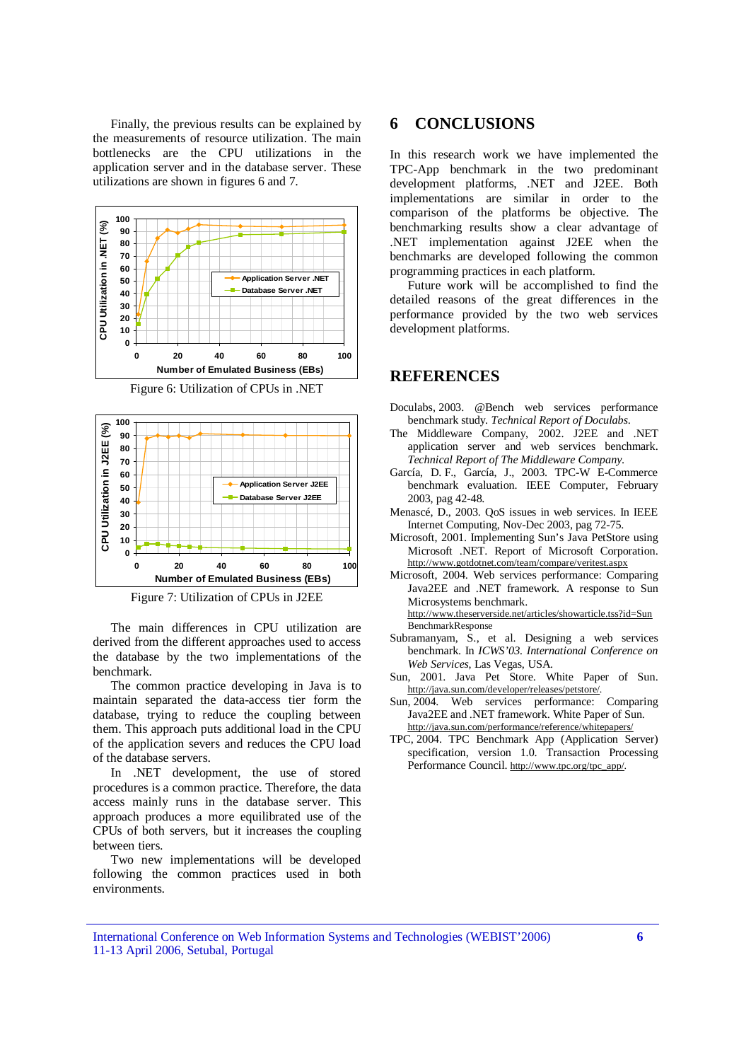Finally, the previous results can be explained by the measurements of resource utilization. The main bottlenecks are the CPU utilizations in the application server and in the database server. These utilizations are shown in figures 6 and 7.

CPU Utilization in .NET (%)
100
90
80
70
60
50
40
30
20
10
0
0
20
40
60
80
100
Number of Emulated Business (EBs)
Application Server .NET
Database Server .NET

Figure 6: Utilization of CPUs in .NET

CPU Utilization in J2EE (%)
100
90
80
70
60
50
40
30
20
10
0
0
20
40
60
80
100
Number of Emulated Business (EBs)
Application Server J2EE
Database Server J2EE

Figure 7: Utilization of CPUs in J2EE

The main differences in CPU utilization are derived from the different approaches used to access the database by the two implementations of the benchmark.

The common practice developing in Java is to maintain separated the data-access tier form the database, trying to reduce the coupling between them. This approach puts additional load in the CPU of the application severs and reduces the CPU load of the database servers.

In .NET development, the use of stored procedures is a common practice. Therefore, the data access mainly runs in the database server. This approach produces a more equilibrated use of the CPUs of both servers, but it increases the coupling between tiers.

Two new implementations will be developed following the common practices used in both environments.

# 6 CONCLUSIONS

In this research work we have implemented the TPC-App benchmark in the two predominant development platforms, .NET and J2EE. Both implementations are similar in order to the comparison of the platforms be objective. The benchmarking results show a clear advantage of .NET implementation against J2EE when the benchmarks are developed following the common programming practices in each platform.

Future work will be accomplished to find the detailed reasons of the great differences in the performance provided by the two web services development platforms.

# REFERENCES

Doculabs, 2003. @Bench web services performance benchmark study. *Technical Report of Doculabs.*

The Middleware Company, 2002. J2EE and .NET application server and web services benchmark. *Technical Report of The Middleware Company.*

García, D. F., García, J., 2003. TPC-W E-Commerce benchmark evaluation. IEEE Computer, February 2003, pag 42-48.

Menascé, D., 2003. QoS issues in web services. In IEEE Internet Computing, Nov-Dec 2003, pag 72-75.

Microsoft, 2001. Implementing Sun's Java PetStore using Microsoft .NET. Report of Microsoft Corporation. http://www.gotdotnet.com/team/compare/veritest.aspx

Microsoft, 2004. Web services performance: Comparing Java2EE and .NET framework. A response to Sun Microsystems benchmark. http://www.theserverside.net/articles/showarticle.tss?id=SunBenchmarkResponse

Subramanyam, S., et al. Designing a web services benchmark. In *ICWS'03. International Conference on Web Services*, Las Vegas, USA.

Sun, 2001. Java Pet Store. White Paper of Sun. http://java.sun.com/developer/releases/petstore/.

Sun, 2004. Web services performance: Comparing Java2EE and .NET framework. White Paper of Sun. http://java.sun.com/performance/reference/whitepapers/

TPC, 2004. TPC Benchmark App (Application Server) specification, version 1.0. Transaction Processing Performance Council. http://www.tpc.org/tpc_app/.